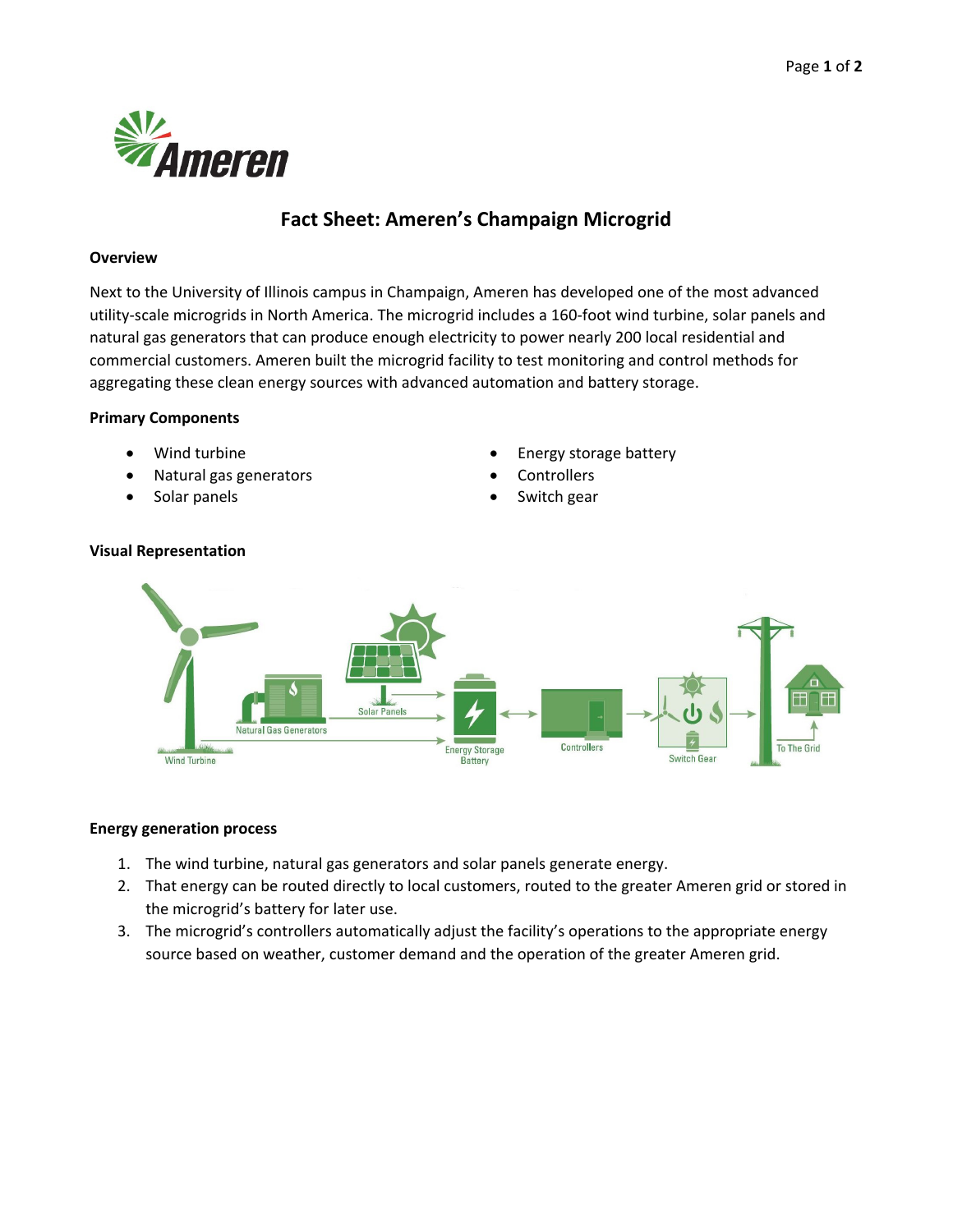# Fact Sheet: Ameren's Champaign Microgrid

## Overview

Next to the University of Illinois campus in Champaign, Ameren has developed one of the most advanced utility-scale microgrids in North America. The microgrid includes a 160-foot wind turbine, solar panels and natural gas generators that can produce enough electricity to power nearly 200 local residential and commercial customers. Ameren built the microgrid facility to test monitoring and control methods for aggregating these clean energy sources with advanced automation and battery storage.

## Primary Components

- Wind turbine
- Natural gas generators
- Solar panels
- Energy storage battery
- Controllers
- Switch gear

## Visual Representation

## Energy generation process

1. The wind turbine, natural gas generators and solar panels generate energy.
2. That energy can be routed directly to local customers, routed to the greater Ameren grid or stored in the microgrid's battery for later use.
3. The microgrid's controllers automatically adjust the facility's operations to the appropriate energy source based on weather, customer demand and the operation of the greater Ameren grid.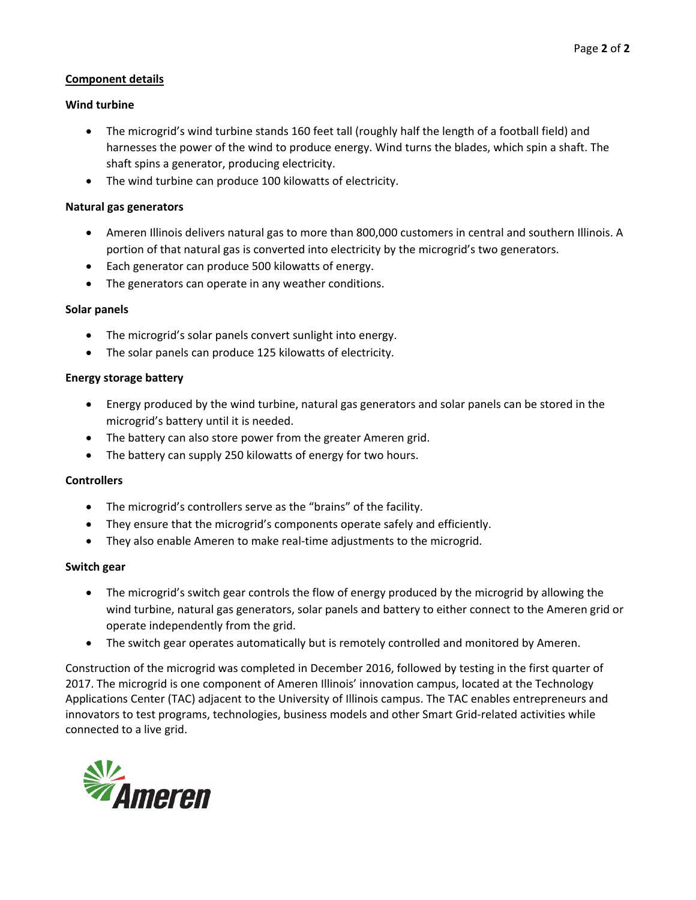## Component details

### Wind turbine

- The microgrid's wind turbine stands 160 feet tall (roughly half the length of a football field) and harnesses the power of the wind to produce energy. Wind turns the blades, which spin a shaft. The shaft spins a generator, producing electricity.
- The wind turbine can produce 100 kilowatts of electricity.

### Natural gas generators

- Ameren Illinois delivers natural gas to more than 800,000 customers in central and southern Illinois. A portion of that natural gas is converted into electricity by the microgrid's two generators.
- Each generator can produce 500 kilowatts of energy.
- The generators can operate in any weather conditions.

### Solar panels

- The microgrid's solar panels convert sunlight into energy.
- The solar panels can produce 125 kilowatts of electricity.

### Energy storage battery

- Energy produced by the wind turbine, natural gas generators and solar panels can be stored in the microgrid's battery until it is needed.
- The battery can also store power from the greater Ameren grid.
- The battery can supply 250 kilowatts of energy for two hours.

### Controllers

- The microgrid's controllers serve as the "brains" of the facility.
- They ensure that the microgrid's components operate safely and efficiently.
- They also enable Ameren to make real-time adjustments to the microgrid.

### Switch gear

- The microgrid's switch gear controls the flow of energy produced by the microgrid by allowing the wind turbine, natural gas generators, solar panels and battery to either connect to the Ameren grid or operate independently from the grid.
- The switch gear operates automatically but is remotely controlled and monitored by Ameren.

Construction of the microgrid was completed in December 2016, followed by testing in the first quarter of 2017. The microgrid is one component of Ameren Illinois' innovation campus, located at the Technology Applications Center (TAC) adjacent to the University of Illinois campus. The TAC enables entrepreneurs and innovators to test programs, technologies, business models and other Smart Grid-related activities while connected to a live grid.

Ameren